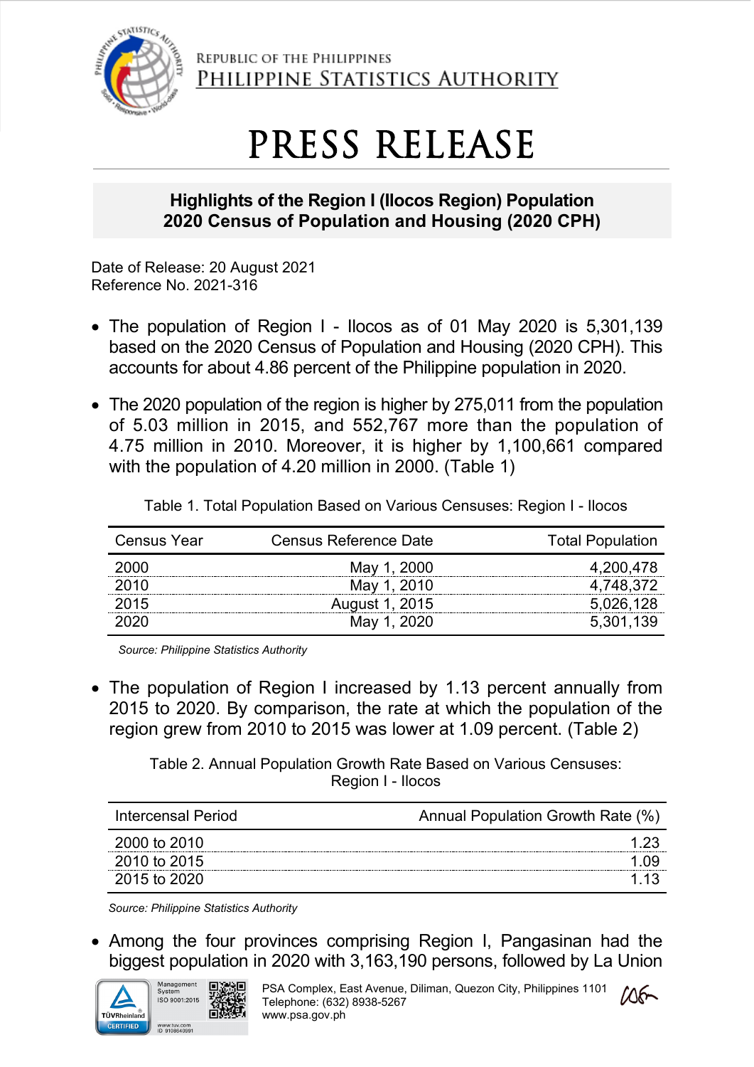REPUBLIC OF THE PHILIPPINES
PHILIPPINE STATISTICS AUTHORITY

# PRESS RELEASE

## Highlights of the Region I (Ilocos Region) Population 2020 Census of Population and Housing (2020 CPH)

Date of Release: 20 August 2021
Reference No. 2021-316

- The population of Region I - Ilocos as of 01 May 2020 is 5,301,139 based on the 2020 Census of Population and Housing (2020 CPH). This accounts for about 4.86 percent of the Philippine population in 2020.

- The 2020 population of the region is higher by 275,011 from the population of 5.03 million in 2015, and 552,767 more than the population of 4.75 million in 2010. Moreover, it is higher by 1,100,661 compared with the population of 4.20 million in 2000. (Table 1)

Table 1. Total Population Based on Various Censuses: Region I - Ilocos

| Census Year | Census Reference Date | Total Population |
|---|---|---|
| 2000 | May 1, 2000 | 4,200,478 |
| 2010 | May 1, 2010 | 4,748,372 |
| 2015 | August 1, 2015 | 5,026,128 |
| 2020 | May 1, 2020 | 5,301,139 |

*Source: Philippine Statistics Authority*

- The population of Region I increased by 1.13 percent annually from 2015 to 2020. By comparison, the rate at which the population of the region grew from 2010 to 2015 was lower at 1.09 percent. (Table 2)

Table 2. Annual Population Growth Rate Based on Various Censuses: Region I - Ilocos

| Intercensal Period | Annual Population Growth Rate (%) |
|---|---|
| 2000 to 2010 | 1.23 |
| 2010 to 2015 | 1.09 |
| 2015 to 2020 | 1.13 |

*Source: Philippine Statistics Authority*

- Among the four provinces comprising Region I, Pangasinan had the biggest population in 2020 with 3,163,190 persons, followed by La Union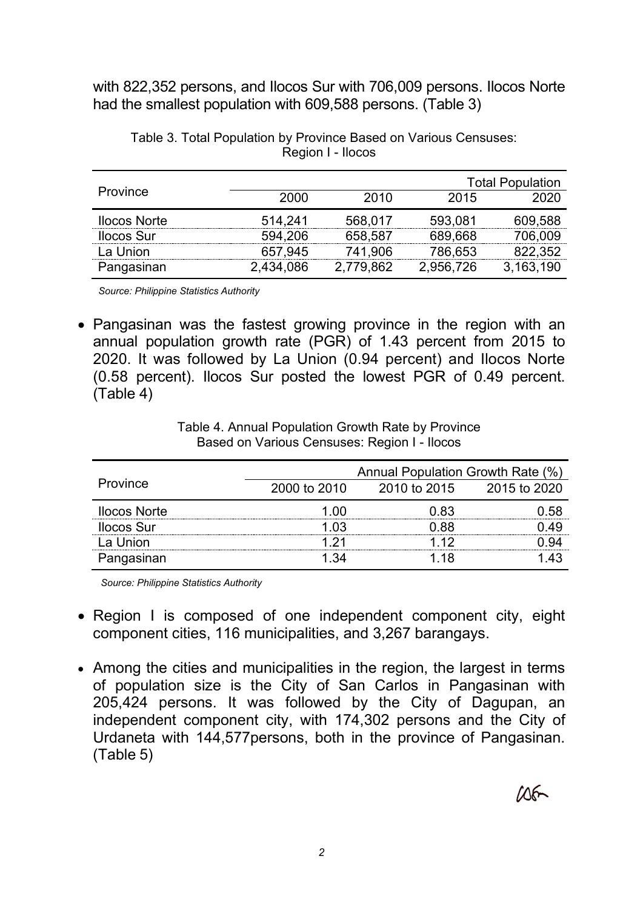with 822,352 persons, and Ilocos Sur with 706,009 persons. Ilocos Norte had the smallest population with 609,588 persons. (Table 3)

Table 3. Total Population by Province Based on Various Censuses: Region I - Ilocos

| Province | Total Population | | | |
|---|---|---|---|---|
| | 2000 | 2010 | 2015 | 2020 |
| Ilocos Norte | 514,241 | 568,017 | 593,081 | 609,588 |
| Ilocos Sur | 594,206 | 658,587 | 689,668 | 706,009 |
| La Union | 657,945 | 741,906 | 786,653 | 822,352 |
| Pangasinan | 2,434,086 | 2,779,862 | 2,956,726 | 3,163,190 |

*Source: Philippine Statistics Authority*

- Pangasinan was the fastest growing province in the region with an annual population growth rate (PGR) of 1.43 percent from 2015 to 2020. It was followed by La Union (0.94 percent) and Ilocos Norte (0.58 percent). Ilocos Sur posted the lowest PGR of 0.49 percent. (Table 4)

Table 4. Annual Population Growth Rate by Province Based on Various Censuses: Region I - Ilocos

| Province | Annual Population Growth Rate (%) | | |
|---|---|---|---|
| | 2000 to 2010 | 2010 to 2015 | 2015 to 2020 |
| Ilocos Norte | 1.00 | 0.83 | 0.58 |
| Ilocos Sur | 1.03 | 0.88 | 0.49 |
| La Union | 1.21 | 1.12 | 0.94 |
| Pangasinan | 1.34 | 1.18 | 1.43 |

*Source: Philippine Statistics Authority*

- Region I is composed of one independent component city, eight component cities, 116 municipalities, and 3,267 barangays.

- Among the cities and municipalities in the region, the largest in terms of population size is the City of San Carlos in Pangasinan with 205,424 persons. It was followed by the City of Dagupan, an independent component city, with 174,302 persons and the City of Urdaneta with 144,577persons, both in the province of Pangasinan. (Table 5)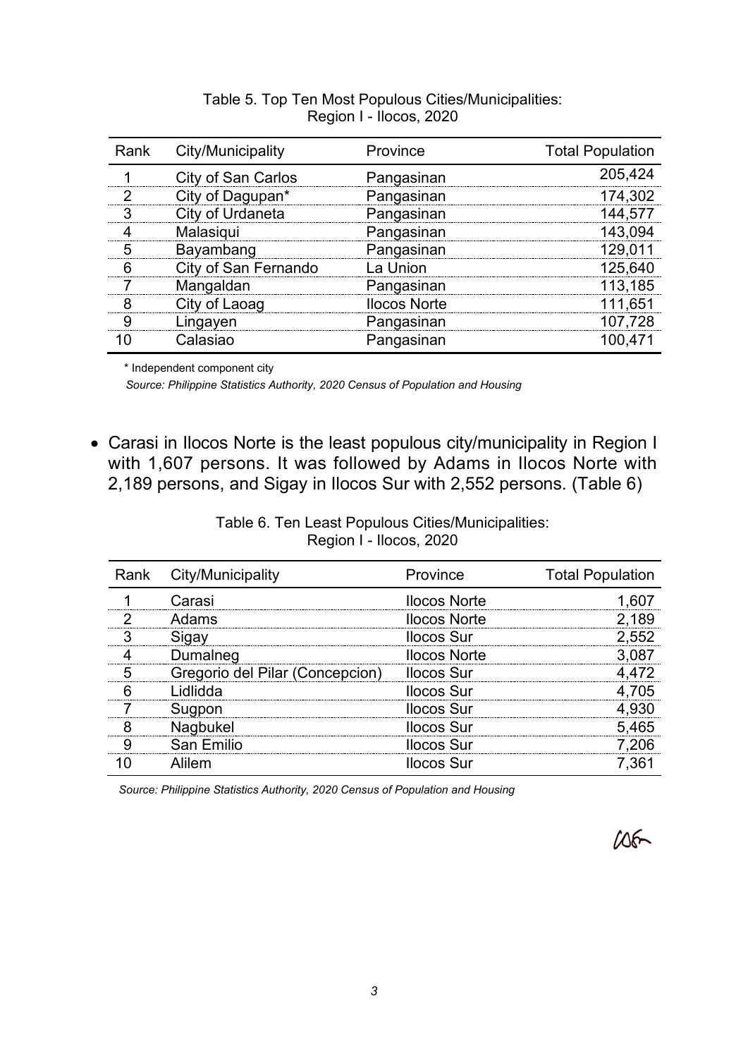Table 5. Top Ten Most Populous Cities/Municipalities:
Region I - Ilocos, 2020

| Rank | City/Municipality | Province | Total Population |
|---|---|---|---|
| 1 | City of San Carlos | Pangasinan | 205,424 |
| 2 | City of Dagupan* | Pangasinan | 174,302 |
| 3 | City of Urdaneta | Pangasinan | 144,577 |
| 4 | Malasiqui | Pangasinan | 143,094 |
| 5 | Bayambang | Pangasinan | 129,011 |
| 6 | City of San Fernando | La Union | 125,640 |
| 7 | Mangaldan | Pangasinan | 113,185 |
| 8 | City of Laoag | Ilocos Norte | 111,651 |
| 9 | Lingayen | Pangasinan | 107,728 |
| 10 | Calasiao | Pangasinan | 100,471 |

\* Independent component city

*Source: Philippine Statistics Authority, 2020 Census of Population and Housing*

- Carasi in Ilocos Norte is the least populous city/municipality in Region I with 1,607 persons. It was followed by Adams in Ilocos Norte with 2,189 persons, and Sigay in Ilocos Sur with 2,552 persons. (Table 6)

Table 6. Ten Least Populous Cities/Municipalities:
Region I - Ilocos, 2020

| Rank | City/Municipality | Province | Total Population |
|---|---|---|---|
| 1 | Carasi | Ilocos Norte | 1,607 |
| 2 | Adams | Ilocos Norte | 2,189 |
| 3 | Sigay | Ilocos Sur | 2,552 |
| 4 | Dumalneg | Ilocos Norte | 3,087 |
| 5 | Gregorio del Pilar (Concepcion) | Ilocos Sur | 4,472 |
| 6 | Lidlidda | Ilocos Sur | 4,705 |
| 7 | Sugpon | Ilocos Sur | 4,930 |
| 8 | Nagbukel | Ilocos Sur | 5,465 |
| 9 | San Emilio | Ilocos Sur | 7,206 |
| 10 | Alilem | Ilocos Sur | 7,361 |

*Source: Philippine Statistics Authority, 2020 Census of Population and Housing*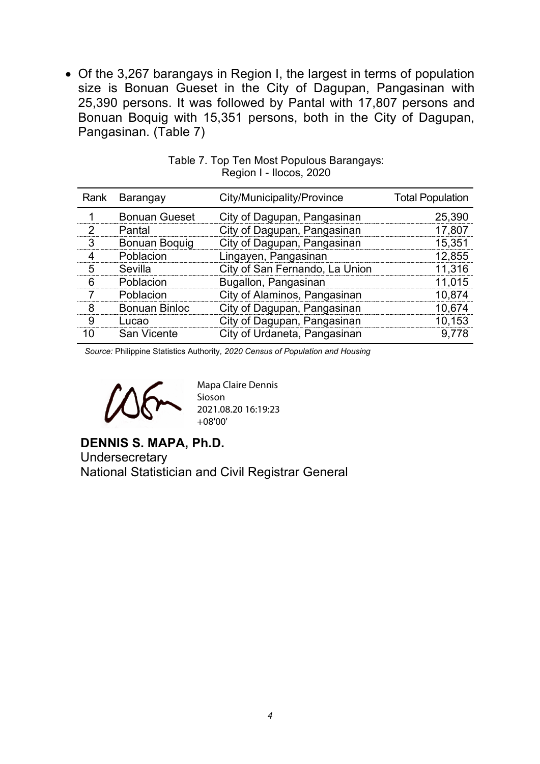- Of the 3,267 barangays in Region I, the largest in terms of population size is Bonuan Gueset in the City of Dagupan, Pangasinan with 25,390 persons. It was followed by Pantal with 17,807 persons and Bonuan Boquig with 15,351 persons, both in the City of Dagupan, Pangasinan. (Table 7)

Table 7. Top Ten Most Populous Barangays: Region I - Ilocos, 2020

| Rank | Barangay | City/Municipality/Province | Total Population |
|---|---|---|---|
| 1 | Bonuan Gueset | City of Dagupan, Pangasinan | 25,390 |
| 2 | Pantal | City of Dagupan, Pangasinan | 17,807 |
| 3 | Bonuan Boquig | City of Dagupan, Pangasinan | 15,351 |
| 4 | Poblacion | Lingayen, Pangasinan | 12,855 |
| 5 | Sevilla | City of San Fernando, La Union | 11,316 |
| 6 | Poblacion | Bugallon, Pangasinan | 11,015 |
| 7 | Poblacion | City of Alaminos, Pangasinan | 10,874 |
| 8 | Bonuan Binloc | City of Dagupan, Pangasinan | 10,674 |
| 9 | Lucao | City of Dagupan, Pangasinan | 10,153 |
| 10 | San Vicente | City of Urdaneta, Pangasinan | 9,778 |

*Source:* Philippine Statistics Authority, *2020 Census of Population and Housing*

Mapa Claire Dennis Sioson
2021.08.20 16:19:23 +08'00'

**DENNIS S. MAPA, Ph.D.**
Undersecretary
National Statistician and Civil Registrar General